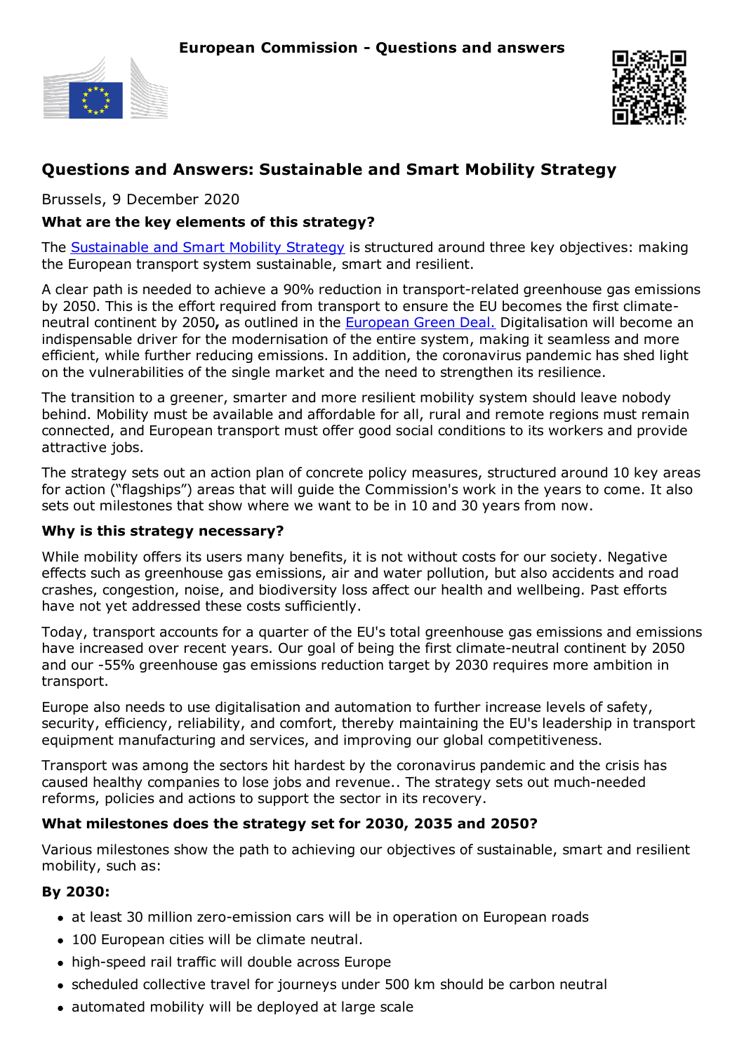**European Commission - Questions and answers**

# Questions and Answers: Sustainable and Smart Mobility Strategy

Brussels, 9 December 2020

### What are the key elements of this strategy?

The Sustainable and Smart Mobility Strategy is structured around three key objectives: making the European transport system sustainable, smart and resilient.

A clear path is needed to achieve a 90% reduction in transport-related greenhouse gas emissions by 2050. This is the effort required from transport to ensure the EU becomes the first climate-neutral continent by 2050**,** as outlined in the European Green Deal. Digitalisation will become an indispensable driver for the modernisation of the entire system, making it seamless and more efficient, while further reducing emissions. In addition, the coronavirus pandemic has shed light on the vulnerabilities of the single market and the need to strengthen its resilience.

The transition to a greener, smarter and more resilient mobility system should leave nobody behind. Mobility must be available and affordable for all, rural and remote regions must remain connected, and European transport must offer good social conditions to its workers and provide attractive jobs.

The strategy sets out an action plan of concrete policy measures, structured around 10 key areas for action ("flagships") areas that will guide the Commission's work in the years to come. It also sets out milestones that show where we want to be in 10 and 30 years from now.

### Why is this strategy necessary?

While mobility offers its users many benefits, it is not without costs for our society. Negative effects such as greenhouse gas emissions, air and water pollution, but also accidents and road crashes, congestion, noise, and biodiversity loss affect our health and wellbeing. Past efforts have not yet addressed these costs sufficiently.

Today, transport accounts for a quarter of the EU's total greenhouse gas emissions and emissions have increased over recent years. Our goal of being the first climate-neutral continent by 2050 and our -55% greenhouse gas emissions reduction target by 2030 requires more ambition in transport.

Europe also needs to use digitalisation and automation to further increase levels of safety, security, efficiency, reliability, and comfort, thereby maintaining the EU's leadership in transport equipment manufacturing and services, and improving our global competitiveness.

Transport was among the sectors hit hardest by the coronavirus pandemic and the crisis has caused healthy companies to lose jobs and revenue.. The strategy sets out much-needed reforms, policies and actions to support the sector in its recovery.

### What milestones does the strategy set for 2030, 2035 and 2050?

Various milestones show the path to achieving our objectives of sustainable, smart and resilient mobility, such as:

**By 2030:**

- at least 30 million zero-emission cars will be in operation on European roads
- 100 European cities will be climate neutral.
- high-speed rail traffic will double across Europe
- scheduled collective travel for journeys under 500 km should be carbon neutral
- automated mobility will be deployed at large scale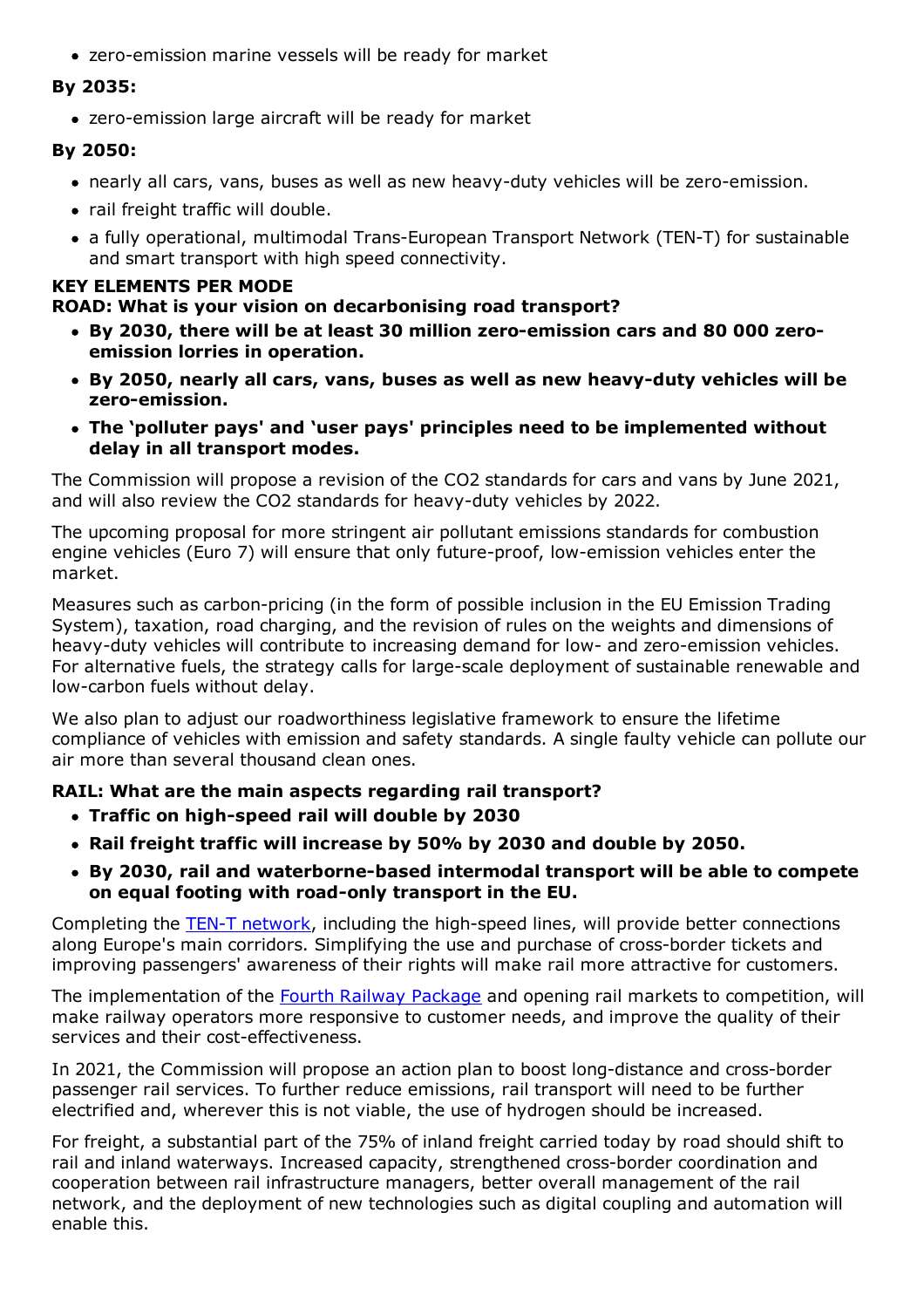- zero-emission marine vessels will be ready for market

**By 2035:**

- zero-emission large aircraft will be ready for market

**By 2050:**

- nearly all cars, vans, buses as well as new heavy-duty vehicles will be zero-emission.
- rail freight traffic will double.
- a fully operational, multimodal Trans-European Transport Network (TEN-T) for sustainable and smart transport with high speed connectivity.

**KEY ELEMENTS PER MODE**

**ROAD: What is your vision on decarbonising road transport?**

- **By 2030, there will be at least 30 million zero-emission cars and 80 000 zero-emission lorries in operation.**
- **By 2050, nearly all cars, vans, buses as well as new heavy-duty vehicles will be zero-emission.**
- **The 'polluter pays' and 'user pays' principles need to be implemented without delay in all transport modes.**

The Commission will propose a revision of the CO2 standards for cars and vans by June 2021, and will also review the CO2 standards for heavy-duty vehicles by 2022.

The upcoming proposal for more stringent air pollutant emissions standards for combustion engine vehicles (Euro 7) will ensure that only future-proof, low-emission vehicles enter the market.

Measures such as carbon-pricing (in the form of possible inclusion in the EU Emission Trading System), taxation, road charging, and the revision of rules on the weights and dimensions of heavy-duty vehicles will contribute to increasing demand for low- and zero-emission vehicles. For alternative fuels, the strategy calls for large-scale deployment of sustainable renewable and low-carbon fuels without delay.

We also plan to adjust our roadworthiness legislative framework to ensure the lifetime compliance of vehicles with emission and safety standards. A single faulty vehicle can pollute our air more than several thousand clean ones.

**RAIL: What are the main aspects regarding rail transport?**

- **Traffic on high-speed rail will double by 2030**
- **Rail freight traffic will increase by 50% by 2030 and double by 2050.**
- **By 2030, rail and waterborne-based intermodal transport will be able to compete on equal footing with road-only transport in the EU.**

Completing the TEN-T network, including the high-speed lines, will provide better connections along Europe's main corridors. Simplifying the use and purchase of cross-border tickets and improving passengers' awareness of their rights will make rail more attractive for customers.

The implementation of the Fourth Railway Package and opening rail markets to competition, will make railway operators more responsive to customer needs, and improve the quality of their services and their cost-effectiveness.

In 2021, the Commission will propose an action plan to boost long-distance and cross-border passenger rail services. To further reduce emissions, rail transport will need to be further electrified and, wherever this is not viable, the use of hydrogen should be increased.

For freight, a substantial part of the 75% of inland freight carried today by road should shift to rail and inland waterways. Increased capacity, strengthened cross-border coordination and cooperation between rail infrastructure managers, better overall management of the rail network, and the deployment of new technologies such as digital coupling and automation will enable this.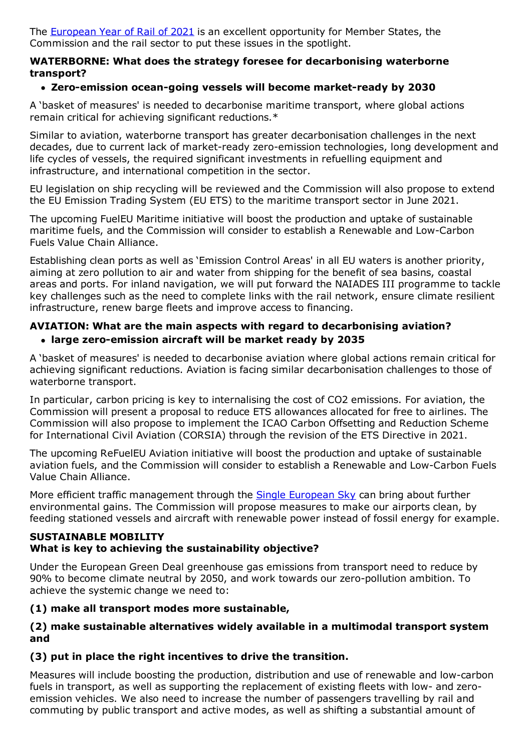The [European Year of Rail of 2021](#) is an excellent opportunity for Member States, the Commission and the rail sector to put these issues in the spotlight.

### WATERBORNE: What does the strategy foresee for decarbonising waterborne transport?

- **Zero-emission ocean-going vessels will become market-ready by 2030**

A 'basket of measures' is needed to decarbonise maritime transport, where global actions remain critical for achieving significant reductions.*

Similar to aviation, waterborne transport has greater decarbonisation challenges in the next decades, due to current lack of market-ready zero-emission technologies, long development and life cycles of vessels, the required significant investments in refuelling equipment and infrastructure, and international competition in the sector.

EU legislation on ship recycling will be reviewed and the Commission will also propose to extend the EU Emission Trading System (EU ETS) to the maritime transport sector in June 2021.

The upcoming FuelEU Maritime initiative will boost the production and uptake of sustainable maritime fuels, and the Commission will consider to establish a Renewable and Low-Carbon Fuels Value Chain Alliance.

Establishing clean ports as well as 'Emission Control Areas' in all EU waters is another priority, aiming at zero pollution to air and water from shipping for the benefit of sea basins, coastal areas and ports. For inland navigation, we will put forward the NAIADES III programme to tackle key challenges such as the need to complete links with the rail network, ensure climate resilient infrastructure, renew barge fleets and improve access to financing.

### AVIATION: What are the main aspects with regard to decarbonising aviation?

- **large zero-emission aircraft will be market ready by 2035**

A 'basket of measures' is needed to decarbonise aviation where global actions remain critical for achieving significant reductions. Aviation is facing similar decarbonisation challenges to those of waterborne transport.

In particular, carbon pricing is key to internalising the cost of $CO_2$ emissions. For aviation, the Commission will present a proposal to reduce ETS allowances allocated for free to airlines. The Commission will also propose to implement the ICAO Carbon Offsetting and Reduction Scheme for International Civil Aviation (CORSIA) through the revision of the ETS Directive in 2021.

The upcoming ReFuelEU Aviation initiative will boost the production and uptake of sustainable aviation fuels, and the Commission will consider to establish a Renewable and Low-Carbon Fuels Value Chain Alliance.

More efficient traffic management through the [Single European Sky](#) can bring about further environmental gains. The Commission will propose measures to make our airports clean, by feeding stationed vessels and aircraft with renewable power instead of fossil energy for example.

## SUSTAINABLE MOBILITY

### What is key to achieving the sustainability objective?

Under the European Green Deal greenhouse gas emissions from transport need to reduce by 90% to become climate neutral by 2050, and work towards our zero-pollution ambition. To achieve the systemic change we need to:

**(1) make all transport modes more sustainable,**

**(2) make sustainable alternatives widely available in a multimodal transport system and**

**(3) put in place the right incentives to drive the transition.**

Measures will include boosting the production, distribution and use of renewable and low-carbon fuels in transport, as well as supporting the replacement of existing fleets with low- and zero-emission vehicles. We also need to increase the number of passengers travelling by rail and commuting by public transport and active modes, as well as shifting a substantial amount of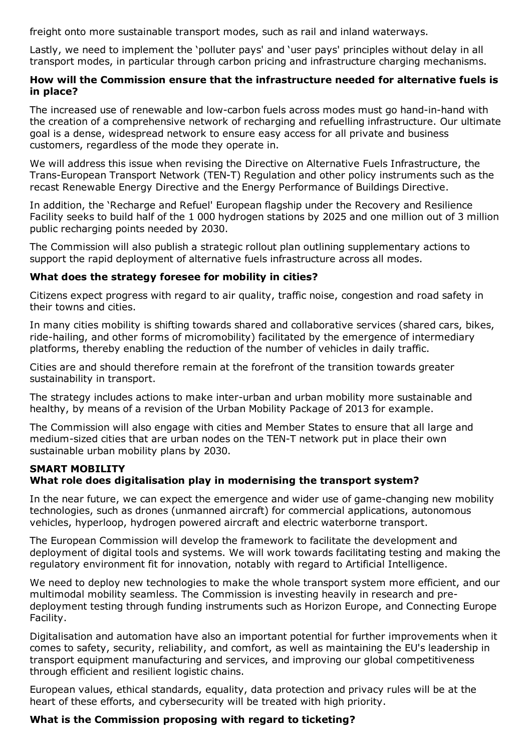freight onto more sustainable transport modes, such as rail and inland waterways.

Lastly, we need to implement the 'polluter pays' and 'user pays' principles without delay in all transport modes, in particular through carbon pricing and infrastructure charging mechanisms.

**How will the Commission ensure that the infrastructure needed for alternative fuels is in place?**

The increased use of renewable and low-carbon fuels across modes must go hand-in-hand with the creation of a comprehensive network of recharging and refuelling infrastructure. Our ultimate goal is a dense, widespread network to ensure easy access for all private and business customers, regardless of the mode they operate in.

We will address this issue when revising the Directive on Alternative Fuels Infrastructure, the Trans-European Transport Network (TEN-T) Regulation and other policy instruments such as the recast Renewable Energy Directive and the Energy Performance of Buildings Directive.

In addition, the 'Recharge and Refuel' European flagship under the Recovery and Resilience Facility seeks to build half of the 1 000 hydrogen stations by 2025 and one million out of 3 million public recharging points needed by 2030.

The Commission will also publish a strategic rollout plan outlining supplementary actions to support the rapid deployment of alternative fuels infrastructure across all modes.

**What does the strategy foresee for mobility in cities?**

Citizens expect progress with regard to air quality, traffic noise, congestion and road safety in their towns and cities.

In many cities mobility is shifting towards shared and collaborative services (shared cars, bikes, ride-hailing, and other forms of micromobility) facilitated by the emergence of intermediary platforms, thereby enabling the reduction of the number of vehicles in daily traffic.

Cities are and should therefore remain at the forefront of the transition towards greater sustainability in transport.

The strategy includes actions to make inter-urban and urban mobility more sustainable and healthy, by means of a revision of the Urban Mobility Package of 2013 for example.

The Commission will also engage with cities and Member States to ensure that all large and medium-sized cities that are urban nodes on the TEN-T network put in place their own sustainable urban mobility plans by 2030.

**SMART MOBILITY**

**What role does digitalisation play in modernising the transport system?**

In the near future, we can expect the emergence and wider use of game-changing new mobility technologies, such as drones (unmanned aircraft) for commercial applications, autonomous vehicles, hyperloop, hydrogen powered aircraft and electric waterborne transport.

The European Commission will develop the framework to facilitate the development and deployment of digital tools and systems. We will work towards facilitating testing and making the regulatory environment fit for innovation, notably with regard to Artificial Intelligence.

We need to deploy new technologies to make the whole transport system more efficient, and our multimodal mobility seamless. The Commission is investing heavily in research and pre-deployment testing through funding instruments such as Horizon Europe, and Connecting Europe Facility.

Digitalisation and automation have also an important potential for further improvements when it comes to safety, security, reliability, and comfort, as well as maintaining the EU's leadership in transport equipment manufacturing and services, and improving our global competitiveness through efficient and resilient logistic chains.

European values, ethical standards, equality, data protection and privacy rules will be at the heart of these efforts, and cybersecurity will be treated with high priority.

**What is the Commission proposing with regard to ticketing?**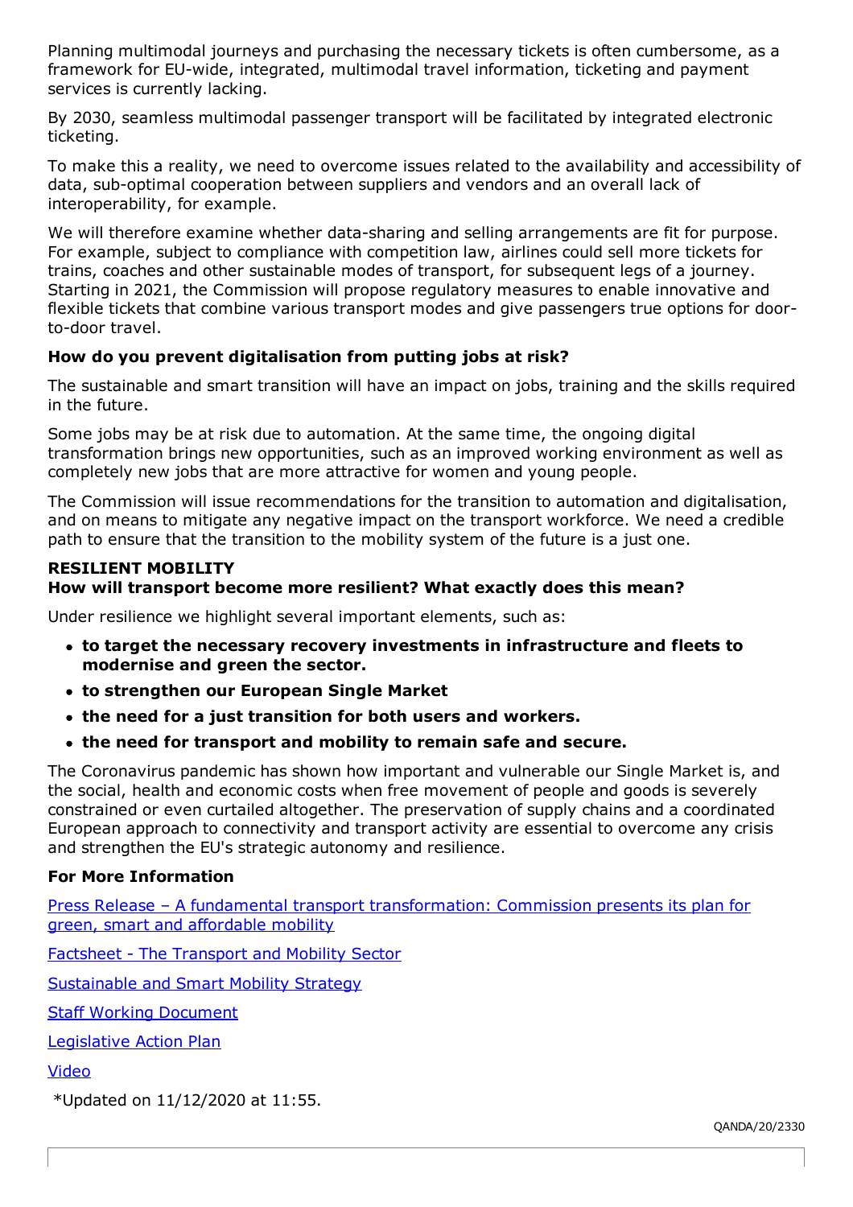Planning multimodal journeys and purchasing the necessary tickets is often cumbersome, as a framework for EU-wide, integrated, multimodal travel information, ticketing and payment services is currently lacking.

By 2030, seamless multimodal passenger transport will be facilitated by integrated electronic ticketing.

To make this a reality, we need to overcome issues related to the availability and accessibility of data, sub-optimal cooperation between suppliers and vendors and an overall lack of interoperability, for example.

We will therefore examine whether data-sharing and selling arrangements are fit for purpose. For example, subject to compliance with competition law, airlines could sell more tickets for trains, coaches and other sustainable modes of transport, for subsequent legs of a journey. Starting in 2021, the Commission will propose regulatory measures to enable innovative and flexible tickets that combine various transport modes and give passengers true options for door-to-door travel.

**How do you prevent digitalisation from putting jobs at risk?**

The sustainable and smart transition will have an impact on jobs, training and the skills required in the future.

Some jobs may be at risk due to automation. At the same time, the ongoing digital transformation brings new opportunities, such as an improved working environment as well as completely new jobs that are more attractive for women and young people.

The Commission will issue recommendations for the transition to automation and digitalisation, and on means to mitigate any negative impact on the transport workforce. We need a credible path to ensure that the transition to the mobility system of the future is a just one.

**RESILIENT MOBILITY**

**How will transport become more resilient? What exactly does this mean?**

Under resilience we highlight several important elements, such as:

- **to target the necessary recovery investments in infrastructure and fleets to modernise and green the sector.**
- **to strengthen our European Single Market**
- **the need for a just transition for both users and workers.**
- **the need for transport and mobility to remain safe and secure.**

The Coronavirus pandemic has shown how important and vulnerable our Single Market is, and the social, health and economic costs when free movement of people and goods is severely constrained or even curtailed altogether. The preservation of supply chains and a coordinated European approach to connectivity and transport activity are essential to overcome any crisis and strengthen the EU's strategic autonomy and resilience.

**For More Information**

Press Release – A fundamental transport transformation: Commission presents its plan for green, smart and affordable mobility

Factsheet - The Transport and Mobility Sector

Sustainable and Smart Mobility Strategy

Staff Working Document

Legislative Action Plan

Video

*Updated on 11/12/2020 at 11:55.

QANDA/20/2330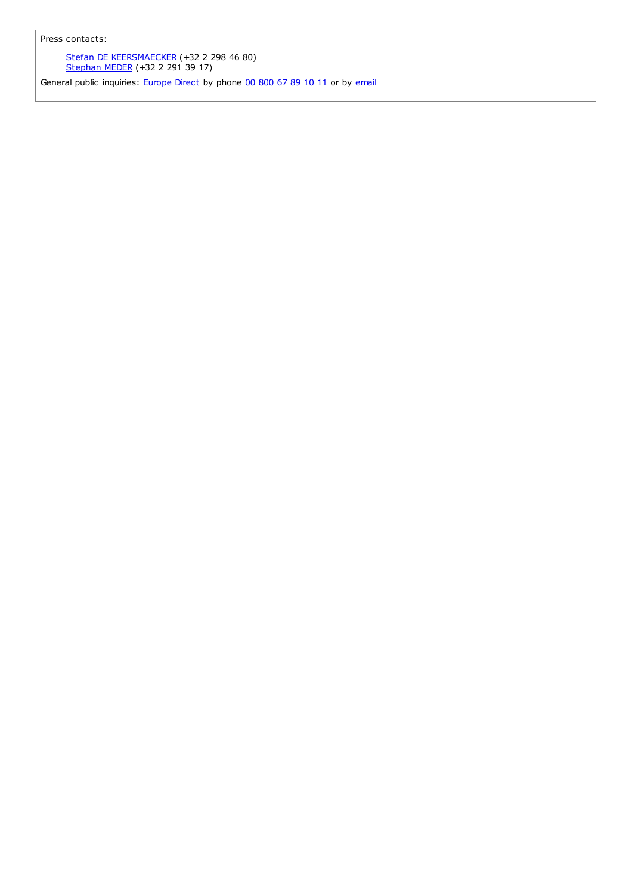Press contacts:

Stefan DE KEERSMAECKER (+32 2 298 46 80)
Stephan MEDER (+32 2 291 39 17)

General public inquiries: Europe Direct by phone 00 800 67 89 10 11 or by email